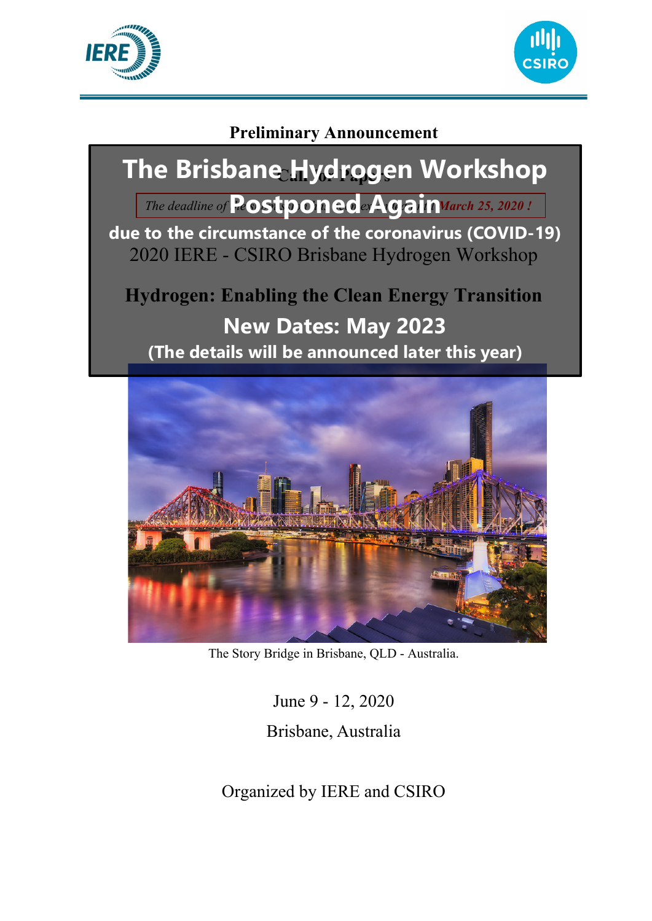**Preliminary Announcement**

# The Brisbane Hydrogen Workshop

# Postponed Again

**due to the circumstance of the coronavirus (COVID-19)**

Call for Papers

*The deadline of ... March 25, 2020 !*

2020 IERE - CSIRO Brisbane Hydrogen Workshop

**Hydrogen: Enabling the Clean Energy Transition**

## New Dates: May 2023

**(The details will be announced later this year)**

The Story Bridge in Brisbane, QLD - Australia.

June 9 - 12, 2020

Brisbane, Australia

Organized by IERE and CSIRO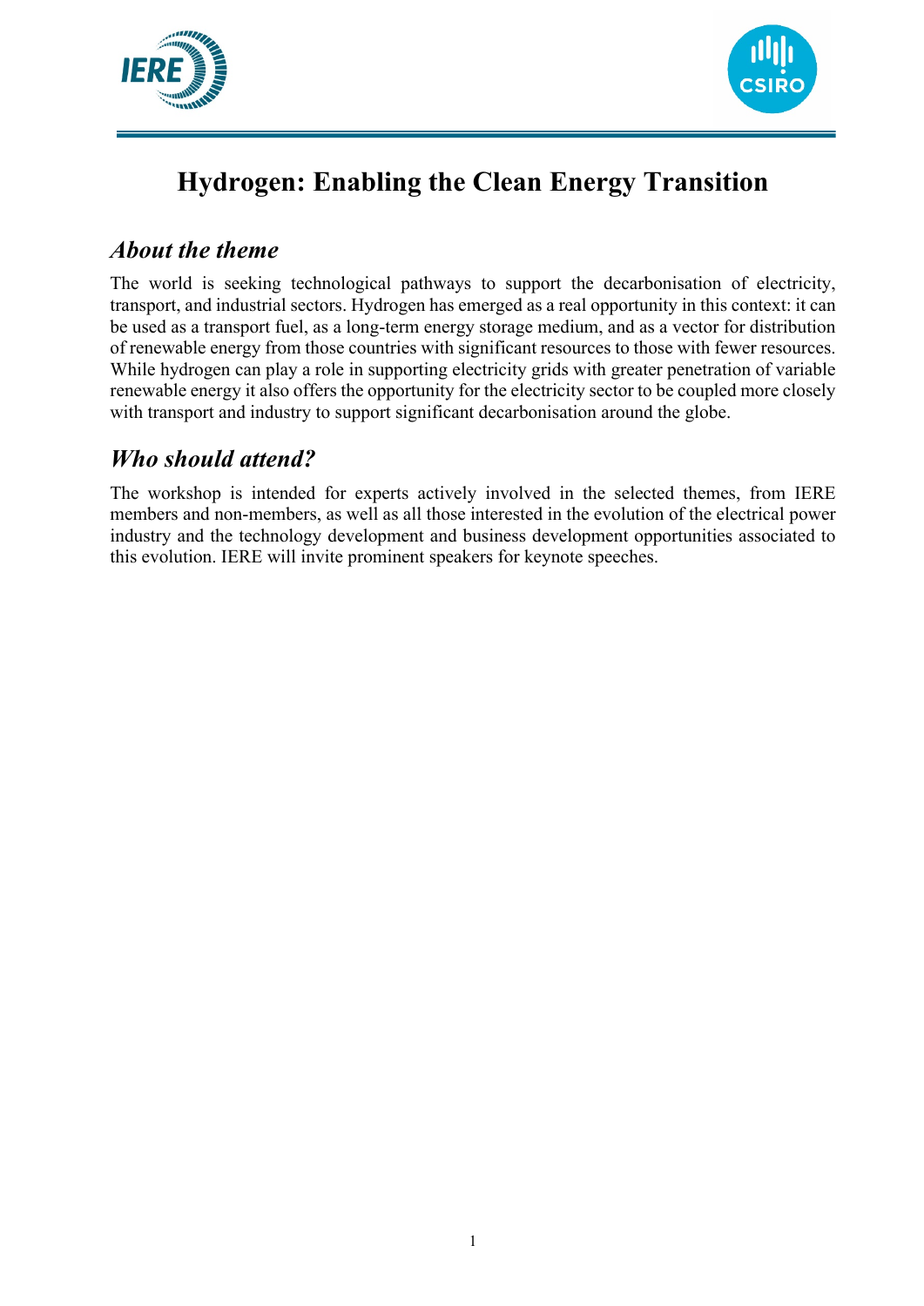# Hydrogen: Enabling the Clean Energy Transition

## *About the theme*

The world is seeking technological pathways to support the decarbonisation of electricity, transport, and industrial sectors. Hydrogen has emerged as a real opportunity in this context: it can be used as a transport fuel, as a long-term energy storage medium, and as a vector for distribution of renewable energy from those countries with significant resources to those with fewer resources. While hydrogen can play a role in supporting electricity grids with greater penetration of variable renewable energy it also offers the opportunity for the electricity sector to be coupled more closely with transport and industry to support significant decarbonisation around the globe.

## *Who should attend?*

The workshop is intended for experts actively involved in the selected themes, from IERE members and non-members, as well as all those interested in the evolution of the electrical power industry and the technology development and business development opportunities associated to this evolution. IERE will invite prominent speakers for keynote speeches.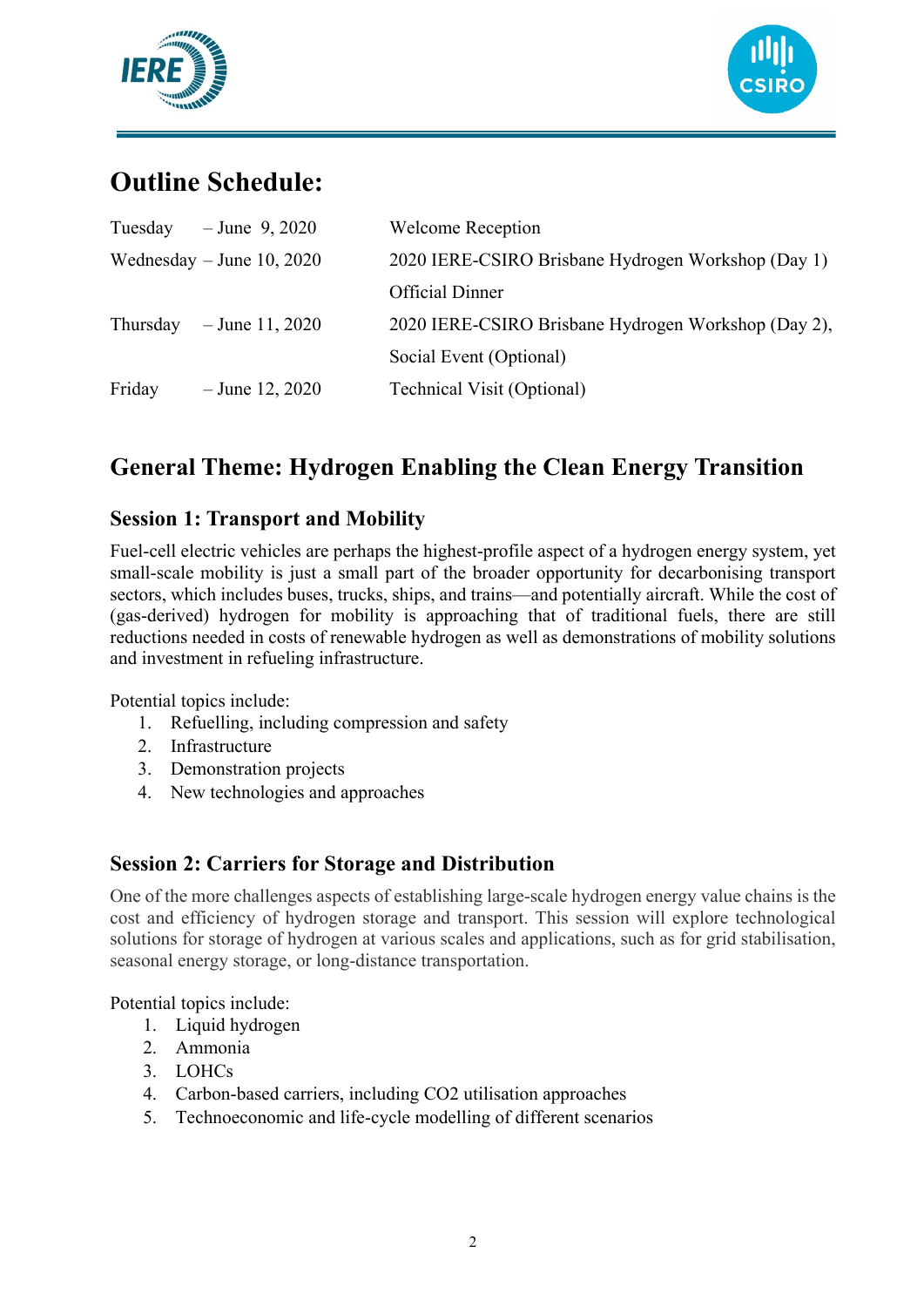# Outline Schedule:

| | |
|---|---|
| Tuesday – June 9, 2020 | Welcome Reception |
| Wednesday – June 10, 2020 | 2020 IERE-CSIRO Brisbane Hydrogen Workshop (Day 1) |
| | Official Dinner |
| Thursday – June 11, 2020 | 2020 IERE-CSIRO Brisbane Hydrogen Workshop (Day 2), |
| | Social Event (Optional) |
| Friday – June 12, 2020 | Technical Visit (Optional) |

# General Theme: Hydrogen Enabling the Clean Energy Transition

## Session 1: Transport and Mobility

Fuel-cell electric vehicles are perhaps the highest-profile aspect of a hydrogen energy system, yet small-scale mobility is just a small part of the broader opportunity for decarbonising transport sectors, which includes buses, trucks, ships, and trains—and potentially aircraft. While the cost of (gas-derived) hydrogen for mobility is approaching that of traditional fuels, there are still reductions needed in costs of renewable hydrogen as well as demonstrations of mobility solutions and investment in refueling infrastructure.

Potential topics include:

1. Refuelling, including compression and safety
2. Infrastructure
3. Demonstration projects
4. New technologies and approaches

## Session 2: Carriers for Storage and Distribution

One of the more challenges aspects of establishing large-scale hydrogen energy value chains is the cost and efficiency of hydrogen storage and transport. This session will explore technological solutions for storage of hydrogen at various scales and applications, such as for grid stabilisation, seasonal energy storage, or long-distance transportation.

Potential topics include:

1. Liquid hydrogen
2. Ammonia
3. LOHCs
4. Carbon-based carriers, including $CO_2$ utilisation approaches
5. Technoeconomic and life-cycle modelling of different scenarios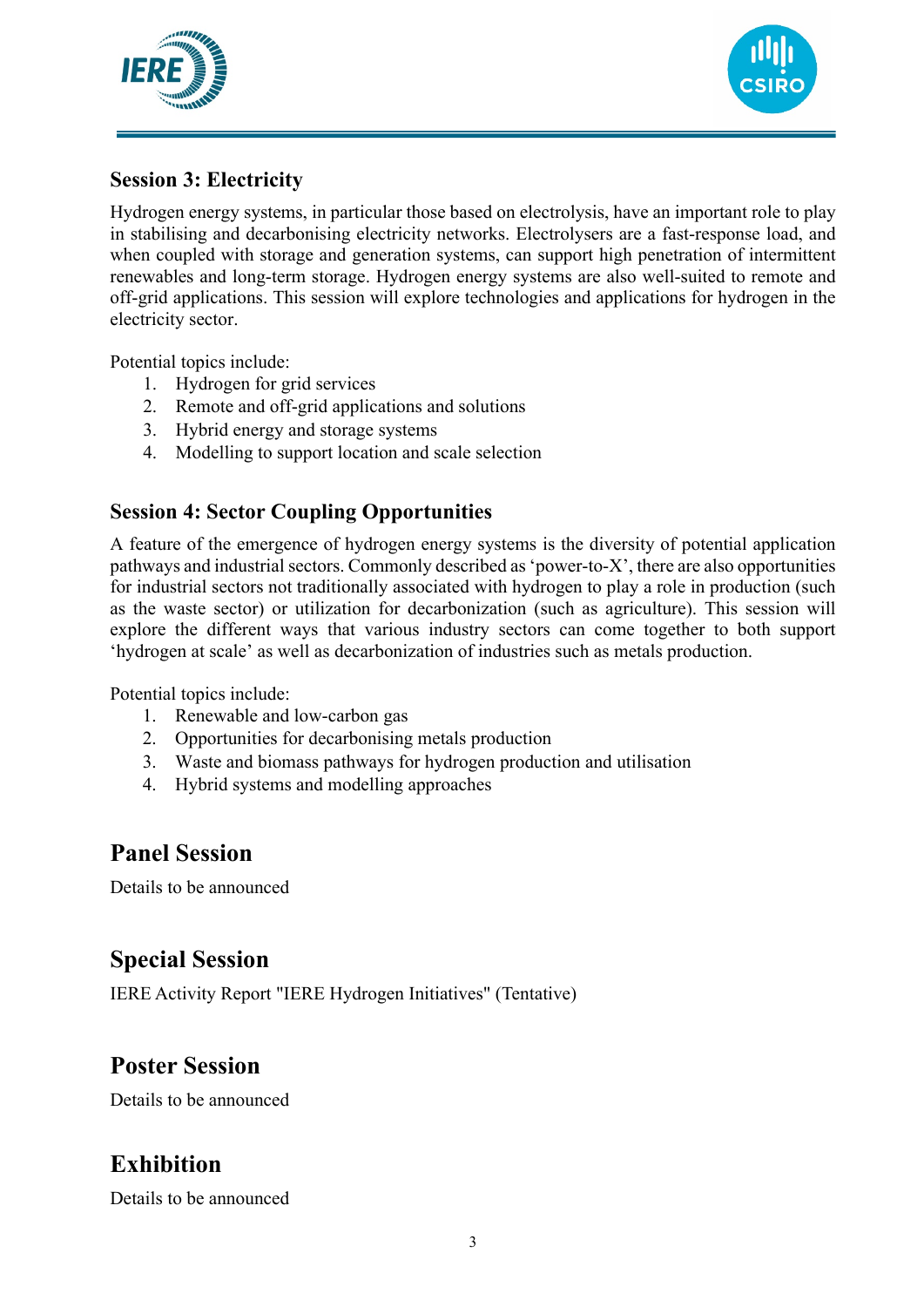### Session 3: Electricity

Hydrogen energy systems, in particular those based on electrolysis, have an important role to play in stabilising and decarbonising electricity networks. Electrolysers are a fast-response load, and when coupled with storage and generation systems, can support high penetration of intermittent renewables and long-term storage. Hydrogen energy systems are also well-suited to remote and off-grid applications. This session will explore technologies and applications for hydrogen in the electricity sector.

Potential topics include:

1. Hydrogen for grid services
2. Remote and off-grid applications and solutions
3. Hybrid energy and storage systems
4. Modelling to support location and scale selection

### Session 4: Sector Coupling Opportunities

A feature of the emergence of hydrogen energy systems is the diversity of potential application pathways and industrial sectors. Commonly described as 'power-to-X', there are also opportunities for industrial sectors not traditionally associated with hydrogen to play a role in production (such as the waste sector) or utilization for decarbonization (such as agriculture). This session will explore the different ways that various industry sectors can come together to both support 'hydrogen at scale' as well as decarbonization of industries such as metals production.

Potential topics include:

1. Renewable and low-carbon gas
2. Opportunities for decarbonising metals production
3. Waste and biomass pathways for hydrogen production and utilisation
4. Hybrid systems and modelling approaches

## Panel Session

Details to be announced

## Special Session

IERE Activity Report "IERE Hydrogen Initiatives" (Tentative)

## Poster Session

Details to be announced

## Exhibition

Details to be announced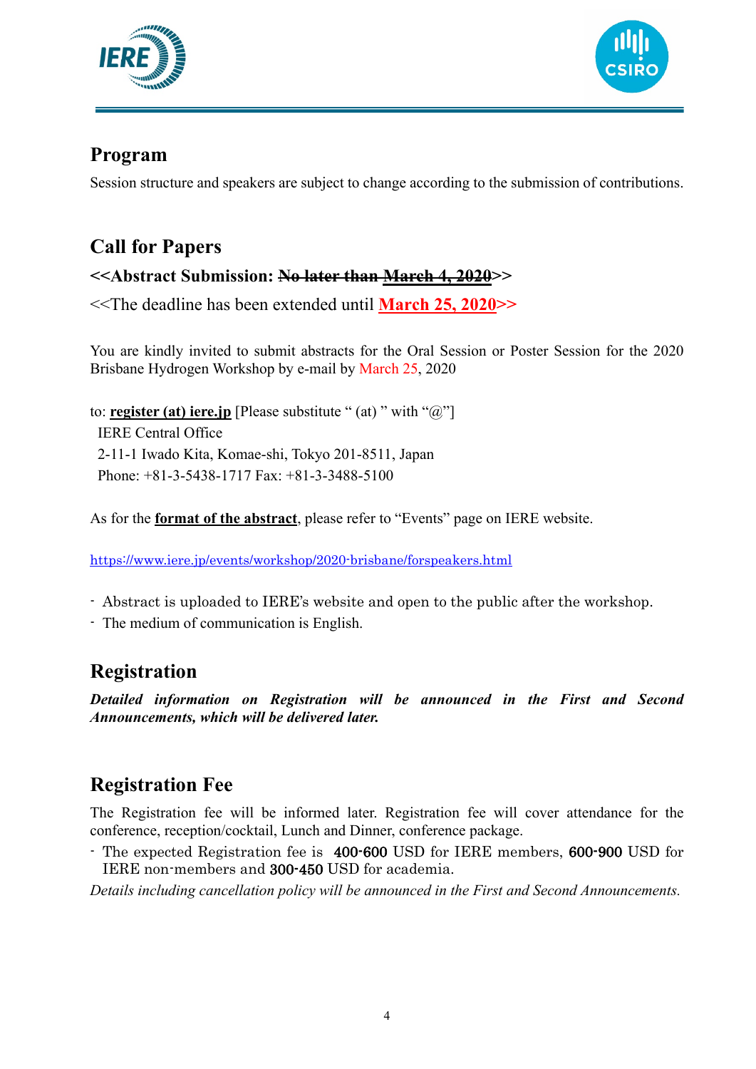## Program

Session structure and speakers are subject to change according to the submission of contributions.

## Call for Papers

**<<Abstract Submission: ~~No later than March 4, 2020~~>>**

<<The deadline has been extended until **March 25, 2020>>**

You are kindly invited to submit abstracts for the Oral Session or Poster Session for the 2020 Brisbane Hydrogen Workshop by e-mail by March 25, 2020

to: **register (at) iere.jp** [Please substitute " (at) " with "@"]
IERE Central Office
2-11-1 Iwado Kita, Komae-shi, Tokyo 201-8511, Japan
Phone: +81-3-5438-1717 Fax: +81-3-3488-5100

As for the **format of the abstract**, please refer to "Events" page on IERE website.

https://www.iere.jp/events/workshop/2020-brisbane/forspeakers.html

- Abstract is uploaded to IERE's website and open to the public after the workshop.
- The medium of communication is English.

## Registration

***Detailed information on Registration will be announced in the First and Second Announcements, which will be delivered later.***

## Registration Fee

The Registration fee will be informed later. Registration fee will cover attendance for the conference, reception/cocktail, Lunch and Dinner, conference package.

- The expected Registration fee is 400-600 USD for IERE members, 600-900 USD for IERE non-members and 300-450 USD for academia.

*Details including cancellation policy will be announced in the First and Second Announcements.*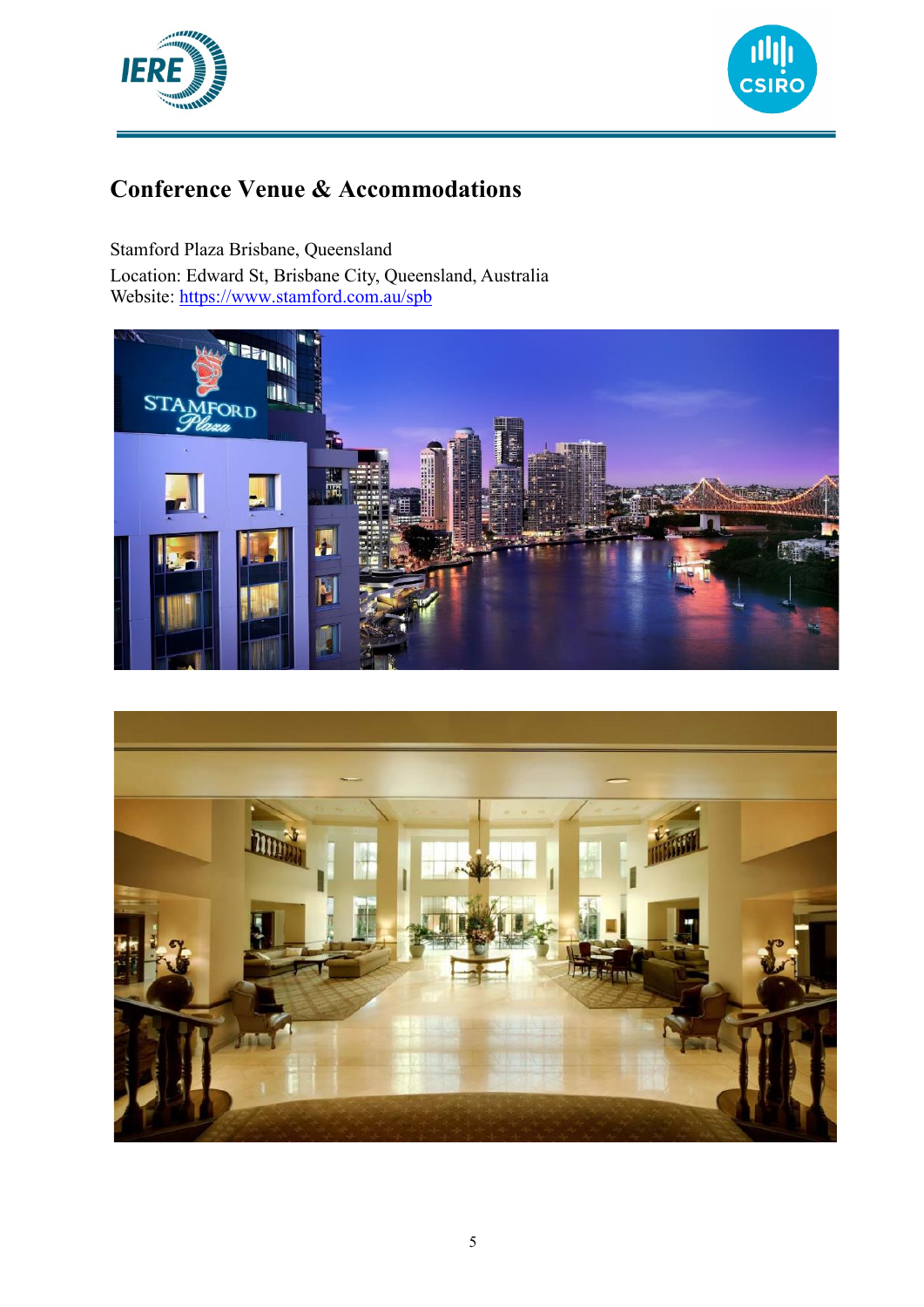## Conference Venue & Accommodations

Stamford Plaza Brisbane, Queensland
Location: Edward St, Brisbane City, Queensland, Australia
Website: [https://www.stamford.com.au/spb](https://www.stamford.com.au/spb)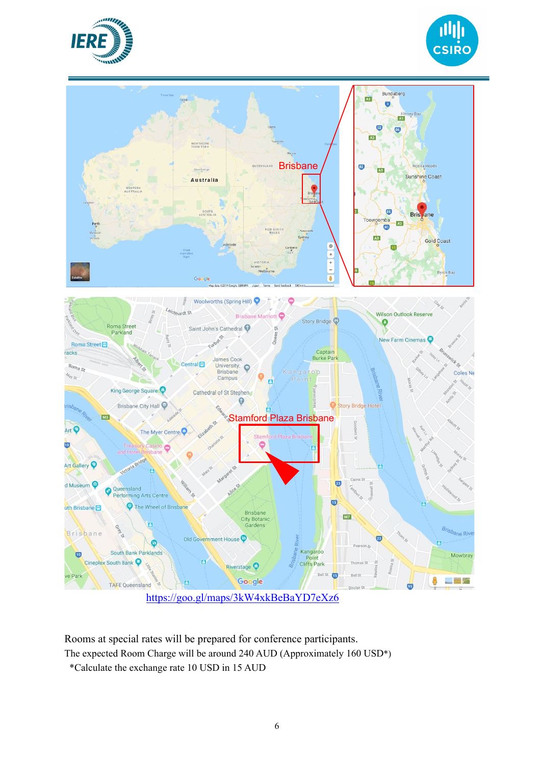https://goo.gl/maps/3kW4xkBeBaYD7eXz6

Rooms at special rates will be prepared for conference participants.
The expected Room Charge will be around 240 AUD (Approximately 160 USD*)
*Calculate the exchange rate 10 USD in 15 AUD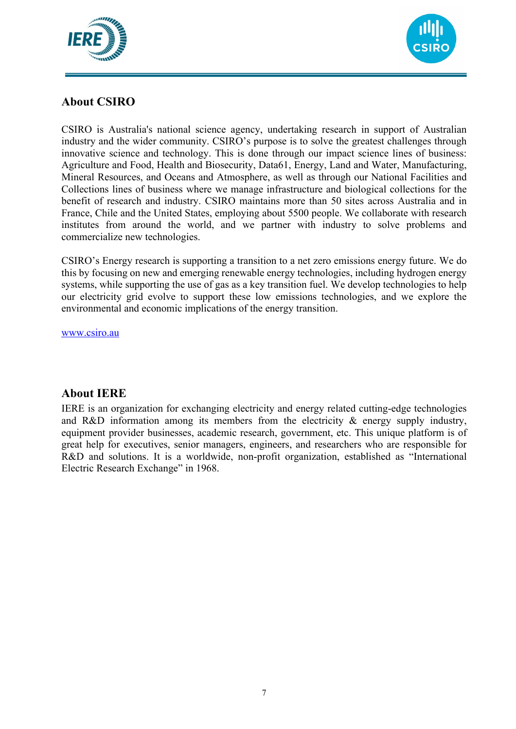## About CSIRO

CSIRO is Australia's national science agency, undertaking research in support of Australian industry and the wider community. CSIRO's purpose is to solve the greatest challenges through innovative science and technology. This is done through our impact science lines of business: Agriculture and Food, Health and Biosecurity, Data61, Energy, Land and Water, Manufacturing, Mineral Resources, and Oceans and Atmosphere, as well as through our National Facilities and Collections lines of business where we manage infrastructure and biological collections for the benefit of research and industry. CSIRO maintains more than 50 sites across Australia and in France, Chile and the United States, employing about 5500 people. We collaborate with research institutes from around the world, and we partner with industry to solve problems and commercialize new technologies.

CSIRO's Energy research is supporting a transition to a net zero emissions energy future. We do this by focusing on new and emerging renewable energy technologies, including hydrogen energy systems, while supporting the use of gas as a key transition fuel. We develop technologies to help our electricity grid evolve to support these low emissions technologies, and we explore the environmental and economic implications of the energy transition.

www.csiro.au

## About IERE

IERE is an organization for exchanging electricity and energy related cutting-edge technologies and R&D information among its members from the electricity & energy supply industry, equipment provider businesses, academic research, government, etc. This unique platform is of great help for executives, senior managers, engineers, and researchers who are responsible for R&D and solutions. It is a worldwide, non-profit organization, established as "International Electric Research Exchange" in 1968.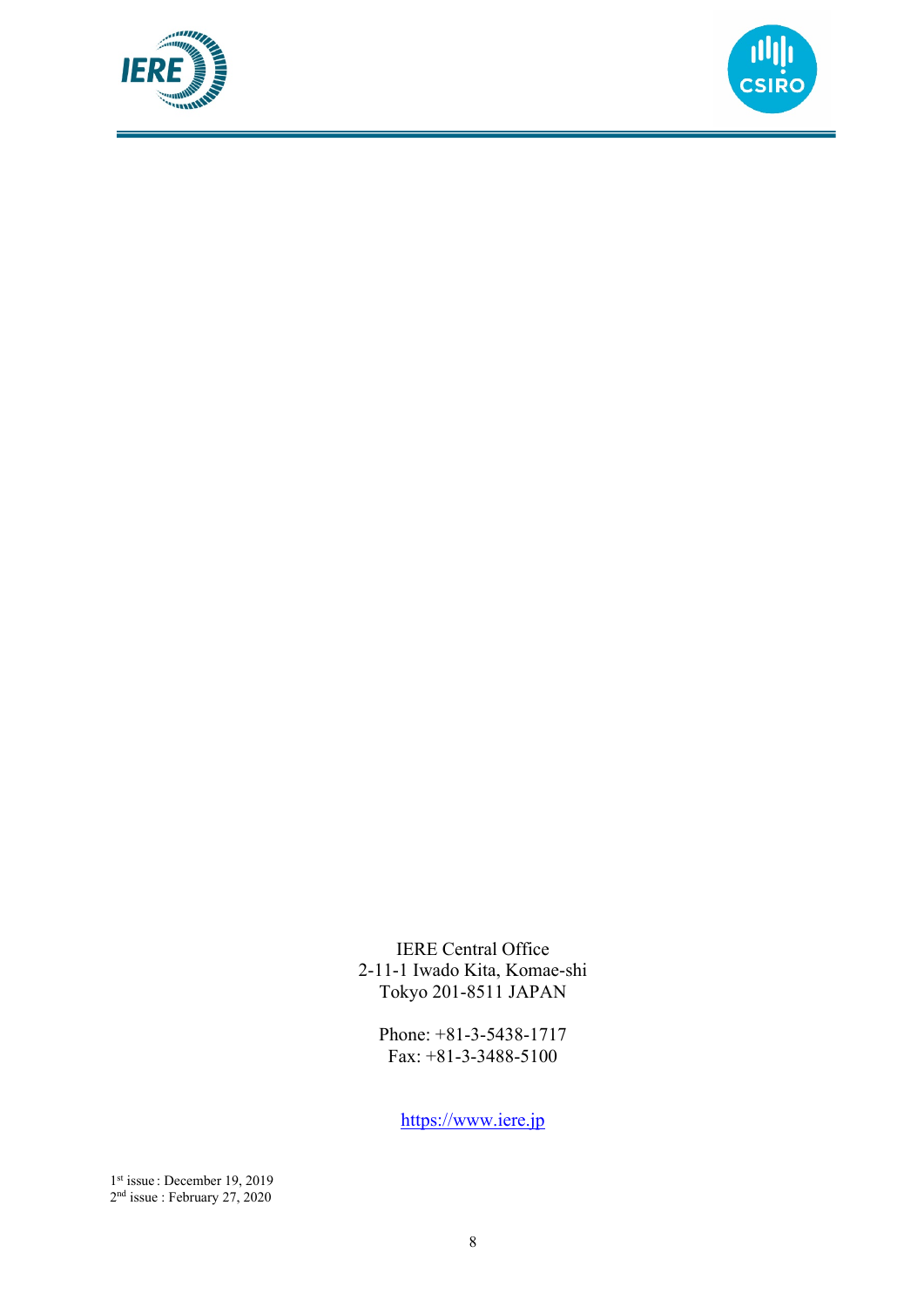IERE Central Office
2-11-1 Iwado Kita, Komae-shi
Tokyo 201-8511 JAPAN

Phone: +81-3-5438-1717
Fax: +81-3-3488-5100

https://www.iere.jp

1st issue : December 19, 2019
2nd issue : February 27, 2020